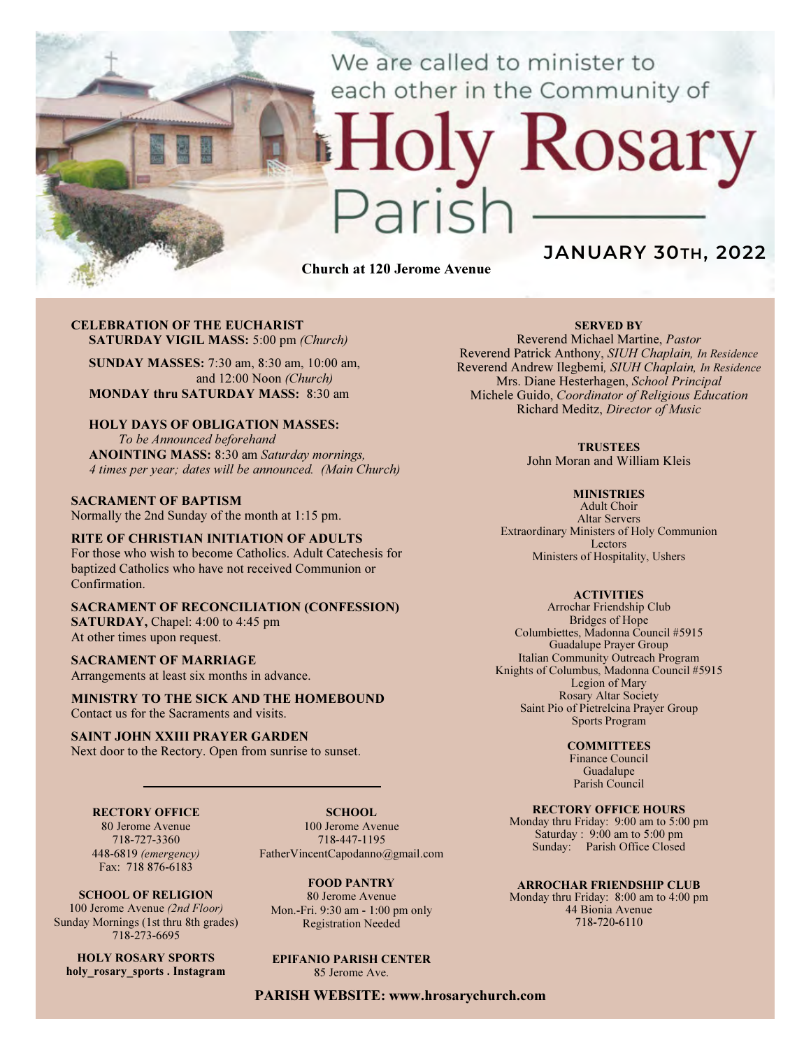We are called to minister to each other in the Community of

# Holy Rosary Parish

**JANUARY 30TH, 2022**

**Church at 120 Jerome Avenue**

**CELEBRATION OF THE EUCHARIST**
**SATURDAY VIGIL MASS:** 5:00 pm *(Church)*

**SUNDAY MASSES:** 7:30 am, 8:30 am, 10:00 am, and 12:00 Noon *(Church)*
**MONDAY thru SATURDAY MASS:** 8:30 am

**HOLY DAYS OF OBLIGATION MASSES:**
*To be Announced beforehand*
**ANOINTING MASS:** 8:30 am *Saturday mornings, 4 times per year; dates will be announced. (Main Church)*

**SACRAMENT OF BAPTISM**
Normally the 2nd Sunday of the month at 1:15 pm.

**RITE OF CHRISTIAN INITIATION OF ADULTS**
For those who wish to become Catholics. Adult Catechesis for baptized Catholics who have not received Communion or Confirmation.

**SACRAMENT OF RECONCILIATION (CONFESSION)**
**SATURDAY,** Chapel: 4:00 to 4:45 pm
At other times upon request.

**SACRAMENT OF MARRIAGE**
Arrangements at least six months in advance.

**MINISTRY TO THE SICK AND THE HOMEBOUND**
Contact us for the Sacraments and visits.

**SAINT JOHN XXIII PRAYER GARDEN**
Next door to the Rectory. Open from sunrise to sunset.

**RECTORY OFFICE**
80 Jerome Avenue
718-727-3360
448-6819 *(emergency)*
Fax: 718 876-6183

**SCHOOL OF RELIGION**
100 Jerome Avenue *(2nd Floor)*
Sunday Mornings (1st thru 8th grades)
718-273-6695

**HOLY ROSARY SPORTS**
**holy_rosary_sports . Instagram**

**SCHOOL**
100 Jerome Avenue
718-447-1195
FatherVincentCapodanno@gmail.com

**FOOD PANTRY**
80 Jerome Avenue
Mon.-Fri. 9:30 am - 1:00 pm only
Registration Needed

**EPIFANIO PARISH CENTER**
85 Jerome Ave.

**SERVED BY**
Reverend Michael Martine, *Pastor*
Reverend Patrick Anthony, *SIUH Chaplain, In Residence*
Reverend Andrew Ilegbemi, *SIUH Chaplain, In Residence*
Mrs. Diane Hesterhagen, *School Principal*
Michele Guido, *Coordinator of Religious Education*
Richard Meditz, *Director of Music*

**TRUSTEES**
John Moran and William Kleis

**MINISTRIES**
Adult Choir
Altar Servers
Extraordinary Ministers of Holy Communion
Lectors
Ministers of Hospitality, Ushers

**ACTIVITIES**
Arrochar Friendship Club
Bridges of Hope
Columbiettes, Madonna Council #5915
Guadalupe Prayer Group
Italian Community Outreach Program
Knights of Columbus, Madonna Council #5915
Legion of Mary
Rosary Altar Society
Saint Pio of Pietrelcina Prayer Group
Sports Program

**COMMITTEES**
Finance Council
Guadalupe
Parish Council

**RECTORY OFFICE HOURS**
Monday thru Friday: 9:00 am to 5:00 pm
Saturday : 9:00 am to 5:00 pm
Sunday: Parish Office Closed

**ARROCHAR FRIENDSHIP CLUB**
Monday thru Friday: 8:00 am to 4:00 pm
44 Bionia Avenue
718-720-6110

**PARISH WEBSITE: www.hrosarychurch.com**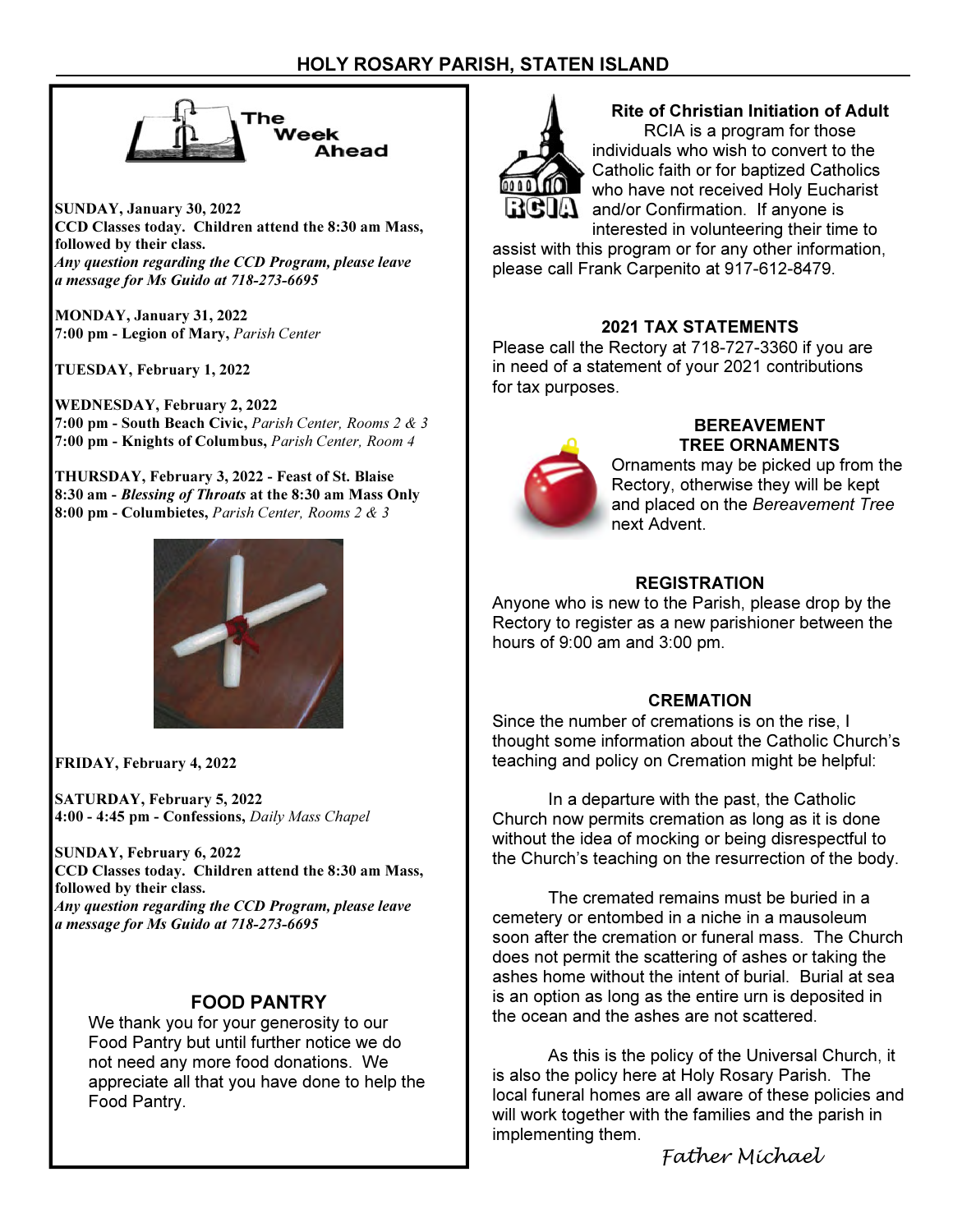## The Week Ahead

**SUNDAY, January 30, 2022**
**CCD Classes today. Children attend the 8:30 am Mass, followed by their class.**
***Any question regarding the CCD Program, please leave a message for Ms Guido at 718-273-6695***

**MONDAY, January 31, 2022**
**7:00 pm - Legion of Mary,** *Parish Center*

**TUESDAY, February 1, 2022**

**WEDNESDAY, February 2, 2022**
**7:00 pm - South Beach Civic,** *Parish Center, Rooms 2 & 3*
**7:00 pm - Knights of Columbus,** *Parish Center, Room 4*

**THURSDAY, February 3, 2022 - Feast of St. Blaise**
**8:30 am -** ***Blessing of Throats*** **at the 8:30 am Mass Only**
**8:00 pm - Columbietes,** *Parish Center, Rooms 2 & 3*

**FRIDAY, February 4, 2022**

**SATURDAY, February 5, 2022**
**4:00 - 4:45 pm - Confessions,** *Daily Mass Chapel*

**SUNDAY, February 6, 2022**
**CCD Classes today. Children attend the 8:30 am Mass, followed by their class.**
***Any question regarding the CCD Program, please leave a message for Ms Guido at 718-273-6695***

### FOOD PANTRY

We thank you for your generosity to our Food Pantry but until further notice we do not need any more food donations. We appreciate all that you have done to help the Food Pantry.

### Rite of Christian Initiation of Adult

RCIA is a program for those individuals who wish to convert to the Catholic faith or for baptized Catholics who have not received Holy Eucharist and/or Confirmation. If anyone is interested in volunteering their time to assist with this program or for any other information, please call Frank Carpenito at 917-612-8479.

### 2021 TAX STATEMENTS

Please call the Rectory at 718-727-3360 if you are in need of a statement of your 2021 contributions for tax purposes.

### BEREAVEMENT TREE ORNAMENTS

Ornaments may be picked up from the Rectory, otherwise they will be kept and placed on the *Bereavement Tree* next Advent.

### REGISTRATION

Anyone who is new to the Parish, please drop by the Rectory to register as a new parishioner between the hours of 9:00 am and 3:00 pm.

### CREMATION

Since the number of cremations is on the rise, I thought some information about the Catholic Church's teaching and policy on Cremation might be helpful:

In a departure with the past, the Catholic Church now permits cremation as long as it is done without the idea of mocking or being disrespectful to the Church's teaching on the resurrection of the body.

The cremated remains must be buried in a cemetery or entombed in a niche in a mausoleum soon after the cremation or funeral mass. The Church does not permit the scattering of ashes or taking the ashes home without the intent of burial. Burial at sea is an option as long as the entire urn is deposited in the ocean and the ashes are not scattered.

As this is the policy of the Universal Church, it is also the policy here at Holy Rosary Parish. The local funeral homes are all aware of these policies and will work together with the families and the parish in implementing them.

*Father Michael*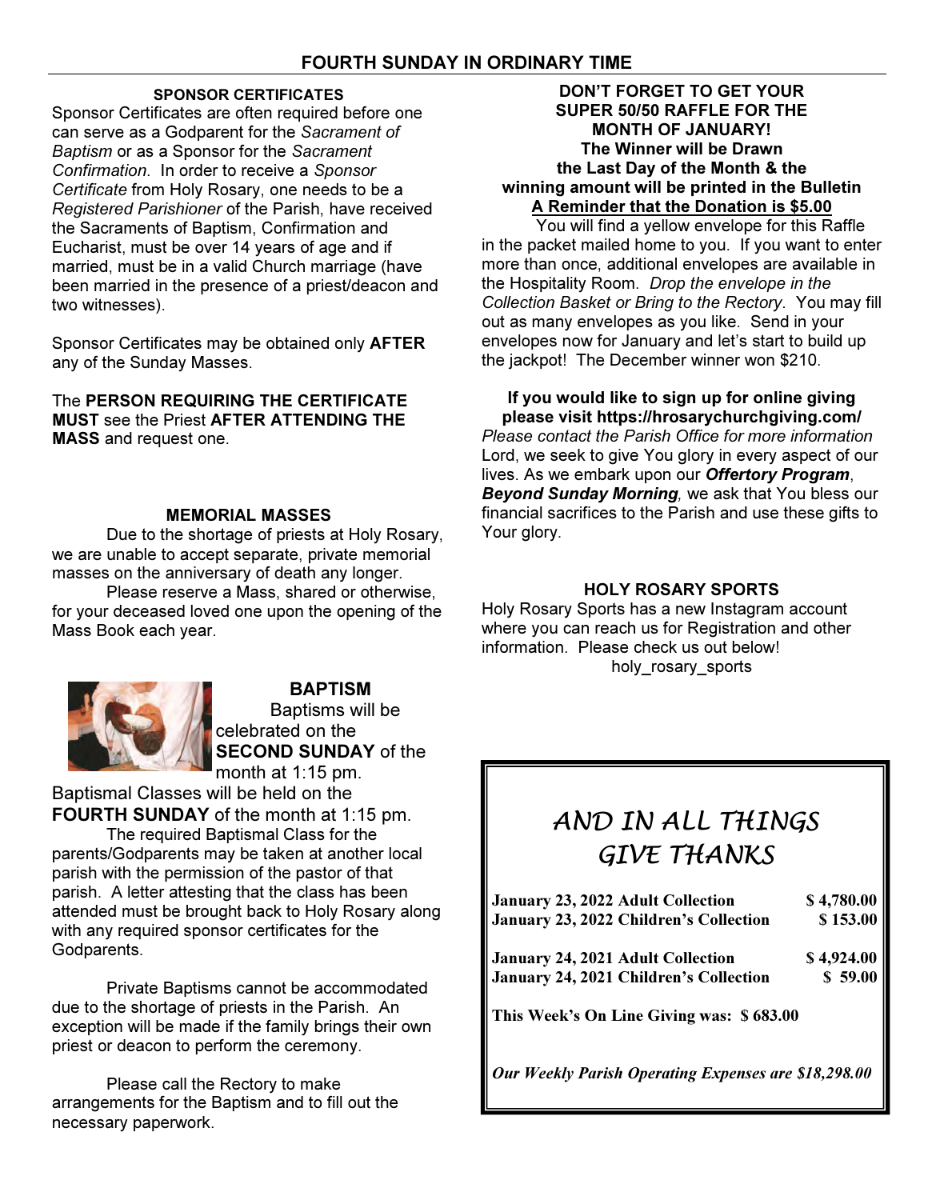# FOURTH SUNDAY IN ORDINARY TIME

### SPONSOR CERTIFICATES

Sponsor Certificates are often required before one can serve as a Godparent for the *Sacrament of Baptism* or as a Sponsor for the *Sacrament Confirmation*. In order to receive a *Sponsor Certificate* from Holy Rosary, one needs to be a *Registered Parishioner* of the Parish, have received the Sacraments of Baptism, Confirmation and Eucharist, must be over 14 years of age and if married, must be in a valid Church marriage (have been married in the presence of a priest/deacon and two witnesses).

Sponsor Certificates may be obtained only **AFTER** any of the Sunday Masses.

The **PERSON REQUIRING THE CERTIFICATE MUST** see the Priest **AFTER ATTENDING THE MASS** and request one.

### MEMORIAL MASSES

Due to the shortage of priests at Holy Rosary, we are unable to accept separate, private memorial masses on the anniversary of death any longer.

Please reserve a Mass, shared or otherwise, for your deceased loved one upon the opening of the Mass Book each year.

### BAPTISM

Baptisms will be celebrated on the **SECOND SUNDAY** of the month at 1:15 pm.

Baptismal Classes will be held on the **FOURTH SUNDAY** of the month at 1:15 pm.

The required Baptismal Class for the parents/Godparents may be taken at another local parish with the permission of the pastor of that parish. A letter attesting that the class has been attended must be brought back to Holy Rosary along with any required sponsor certificates for the Godparents.

Private Baptisms cannot be accommodated due to the shortage of priests in the Parish. An exception will be made if the family brings their own priest or deacon to perform the ceremony.

Please call the Rectory to make arrangements for the Baptism and to fill out the necessary paperwork.

**DON'T FORGET TO GET YOUR SUPER 50/50 RAFFLE FOR THE MONTH OF JANUARY!**
**The Winner will be Drawn the Last Day of the Month & the winning amount will be printed in the Bulletin**
**A Reminder that the Donation is $5.00**

You will find a yellow envelope for this Raffle in the packet mailed home to you. If you want to enter more than once, additional envelopes are available in the Hospitality Room. *Drop the envelope in the Collection Basket or Bring to the Rectory*. You may fill out as many envelopes as you like. Send in your envelopes now for January and let's start to build up the jackpot! The December winner won $210.

**If you would like to sign up for online giving please visit https://hrosarychurchgiving.com/**

*Please contact the Parish Office for more information*

Lord, we seek to give You glory in every aspect of our lives. As we embark upon our ***Offertory Program***, ***Beyond Sunday Morning***, we ask that You bless our financial sacrifices to the Parish and use these gifts to Your glory.

### HOLY ROSARY SPORTS

Holy Rosary Sports has a new Instagram account where you can reach us for Registration and other information. Please check us out below!

holy_rosary_sports

## *AND IN ALL THINGS GIVE THANKS*

| | |
|---|---|
| **January 23, 2022 Adult Collection** | **$ 4,780.00** |
| **January 23, 2022 Children's Collection** | **$ 153.00** |
| **January 24, 2021 Adult Collection** | **$ 4,924.00** |
| **January 24, 2021 Children's Collection** | **$ 59.00** |

**This Week's On Line Giving was: $ 683.00**

***Our Weekly Parish Operating Expenses are $18,298.00***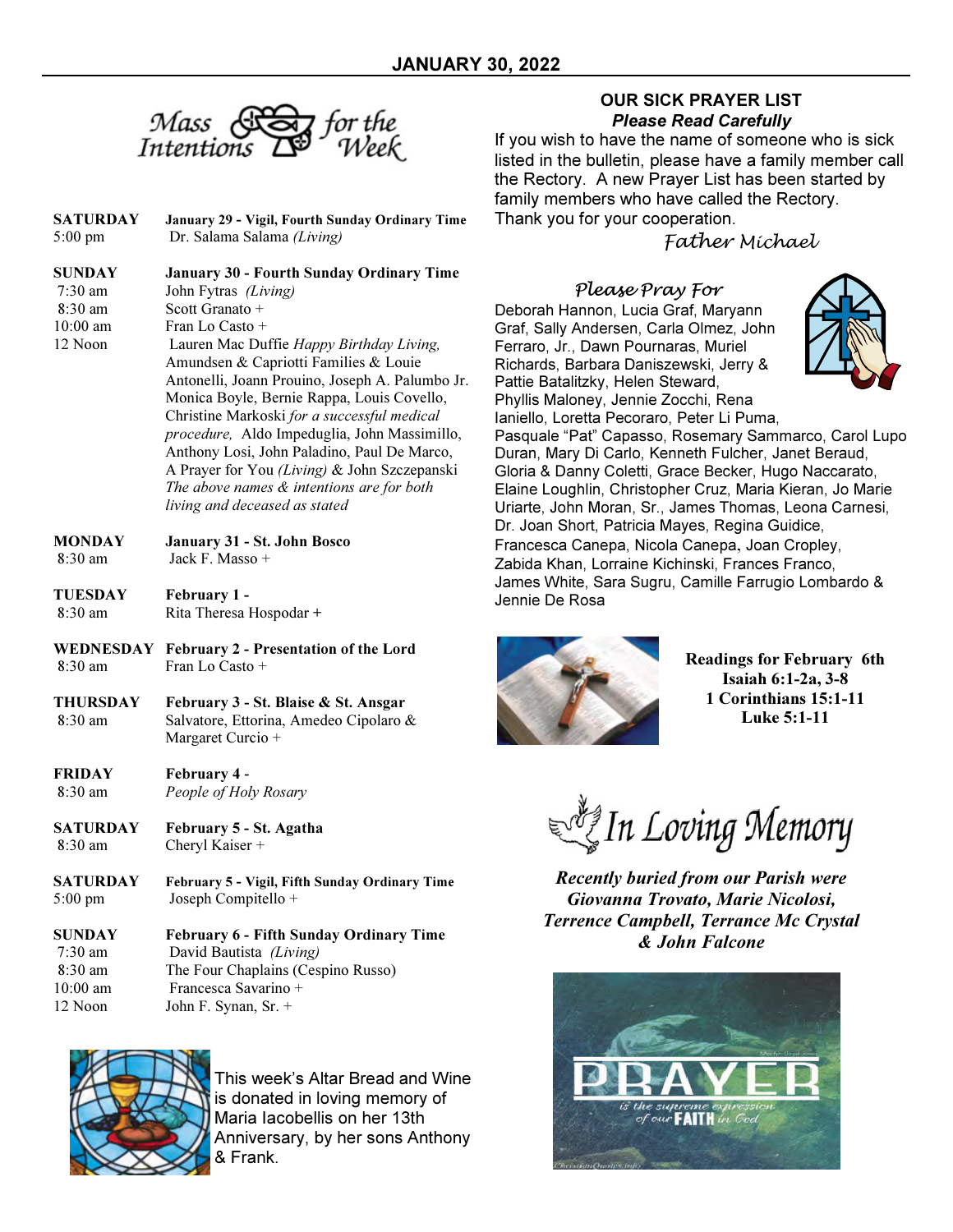JANUARY 30, 2022

# Mass Intentions for the Week

**SATURDAY** **January 29 - Vigil, Fourth Sunday Ordinary Time**
5:00 pm Dr. Salama Salama *(Living)*

**SUNDAY** **January 30 - Fourth Sunday Ordinary Time**
7:30 am John Fytras *(Living)*
8:30 am Scott Granato +
10:00 am Fran Lo Casto +
12 Noon Lauren Mac Duffie *Happy Birthday Living,* Amundsen & Capriotti Families & Louie Antonelli, Joann Prouino, Joseph A. Palumbo Jr. Monica Boyle, Bernie Rappa, Louis Covello, Christine Markoski *for a successful medical procedure,* Aldo Impeduglia, John Massimillo, Anthony Losi, John Paladino, Paul De Marco, A Prayer for You *(Living)* & John Szczepanski
*The above names & intentions are for both living and deceased as stated*

**MONDAY** **January 31 - St. John Bosco**
8:30 am Jack F. Masso +

**TUESDAY** **February 1 -**
8:30 am Rita Theresa Hospodar +

**WEDNESDAY** **February 2 - Presentation of the Lord**
8:30 am Fran Lo Casto +

**THURSDAY** **February 3 - St. Blaise & St. Ansgar**
8:30 am Salvatore, Ettorina, Amedeo Cipolaro & Margaret Curcio +

**FRIDAY** **February 4 -**
8:30 am *People of Holy Rosary*

**SATURDAY** **February 5 - St. Agatha**
8:30 am Cheryl Kaiser +

**SATURDAY** **February 5 - Vigil, Fifth Sunday Ordinary Time**
5:00 pm Joseph Compitello +

**SUNDAY** **February 6 - Fifth Sunday Ordinary Time**
7:30 am David Bautista *(Living)*
8:30 am The Four Chaplains (Cespino Russo)
10:00 am Francesca Savarino +
12 Noon John F. Synan, Sr. +

This week's Altar Bread and Wine is donated in loving memory of Maria Iacobellis on her 13th Anniversary, by her sons Anthony & Frank.

## OUR SICK PRAYER LIST

***Please Read Carefully***

If you wish to have the name of someone who is sick listed in the bulletin, please have a family member call the Rectory. A new Prayer List has been started by family members who have called the Rectory. Thank you for your cooperation.

*Father Michael*

### Please Pray For

Deborah Hannon, Lucia Graf, Maryann Graf, Sally Andersen, Carla Olmez, John Ferraro, Jr., Dawn Pournaras, Muriel Richards, Barbara Daniszewski, Jerry & Pattie Batalitzky, Helen Steward, Phyllis Maloney, Jennie Zocchi, Rena Ianiello, Loretta Pecoraro, Peter Li Puma, Pasquale "Pat" Capasso, Rosemary Sammarco, Carol Lupo Duran, Mary Di Carlo, Kenneth Fulcher, Janet Beraud, Gloria & Danny Coletti, Grace Becker, Hugo Naccarato, Elaine Loughlin, Christopher Cruz, Maria Kieran, Jo Marie Uriarte, John Moran, Sr., James Thomas, Leona Carnesi, Dr. Joan Short, Patricia Mayes, Regina Guidice, Francesca Canepa, Nicola Canepa, Joan Cropley, Zabida Khan, Lorraine Kichinski, Frances Franco, James White, Sara Sugru, Camille Farrugio Lombardo & Jennie De Rosa

**Readings for February 6th**
**Isaiah 6:1-2a, 3-8**
**1 Corinthians 15:1-11**
**Luke 5:1-11**

## In Loving Memory

***Recently buried from our Parish were Giovanna Trovato, Marie Nicolosi, Terrence Campbell, Terrance Mc Crystal & John Falcone***

PRAYER
is the supreme expression of our FAITH in God